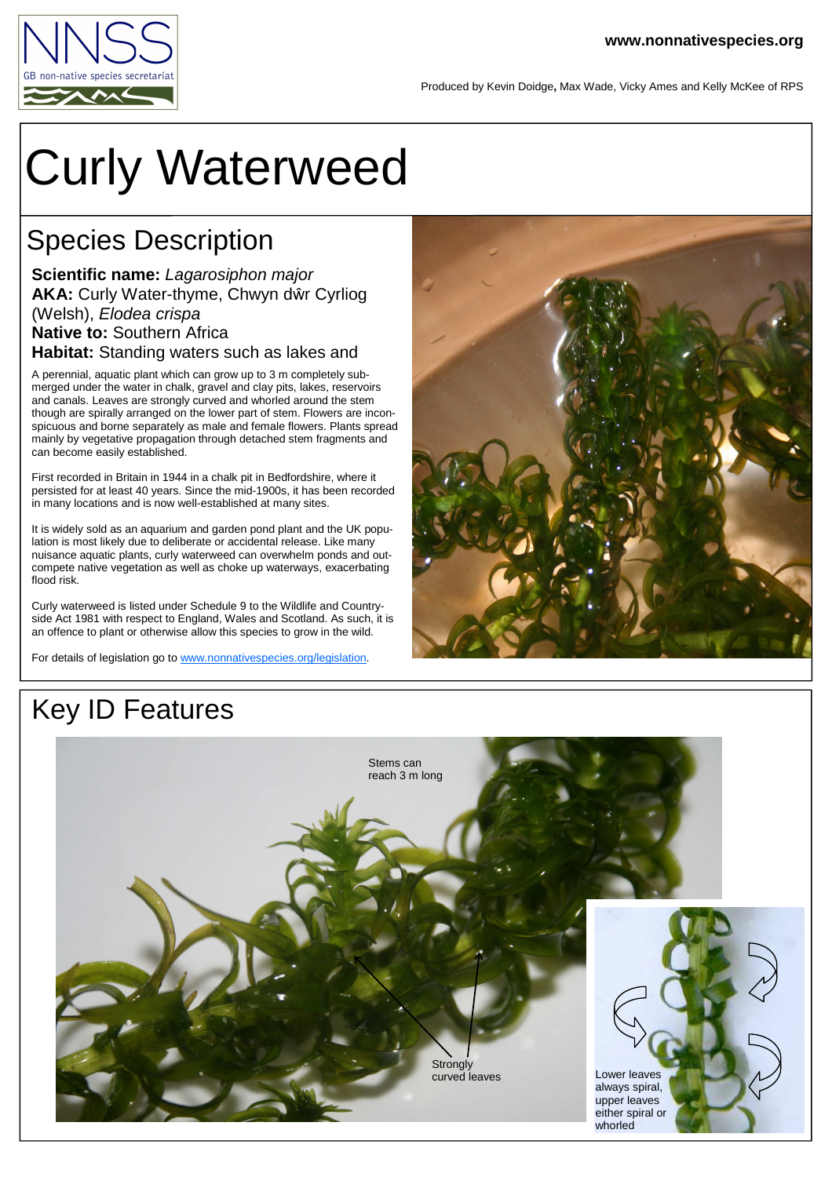www.nonnativespecies.org

Produced by Kevin Doidge, Max Wade, Vicky Ames and Kelly McKee of RPS

# Curly Waterweed

## Species Description

**Scientific name:** *Lagarosiphon major*
**AKA:** Curly Water-thyme, Chwyn dŵr Cyrliog (Welsh), *Elodea crispa*
**Native to:** Southern Africa
**Habitat:** Standing waters such as lakes and

A perennial, aquatic plant which can grow up to 3 m completely submerged under the water in chalk, gravel and clay pits, lakes, reservoirs and canals. Leaves are strongly curved and whorled around the stem though are spirally arranged on the lower part of stem. Flowers are inconspicuous and borne separately as male and female flowers. Plants spread mainly by vegetative propagation through detached stem fragments and can become easily established.

First recorded in Britain in 1944 in a chalk pit in Bedfordshire, where it persisted for at least 40 years. Since the mid-1900s, it has been recorded in many locations and is now well-established at many sites.

It is widely sold as an aquarium and garden pond plant and the UK population is most likely due to deliberate or accidental release. Like many nuisance aquatic plants, curly waterweed can overwhelm ponds and outcompete native vegetation as well as choke up waterways, exacerbating flood risk.

Curly waterweed is listed under Schedule 9 to the Wildlife and Countryside Act 1981 with respect to England, Wales and Scotland. As such, it is an offence to plant or otherwise allow this species to grow in the wild.

For details of legislation go to [www.nonnativespecies.org/legislation](www.nonnativespecies.org/legislation).

## Key ID Features

Stems can reach 3 m long

Strongly curved leaves

Lower leaves always spiral, upper leaves either spiral or whorled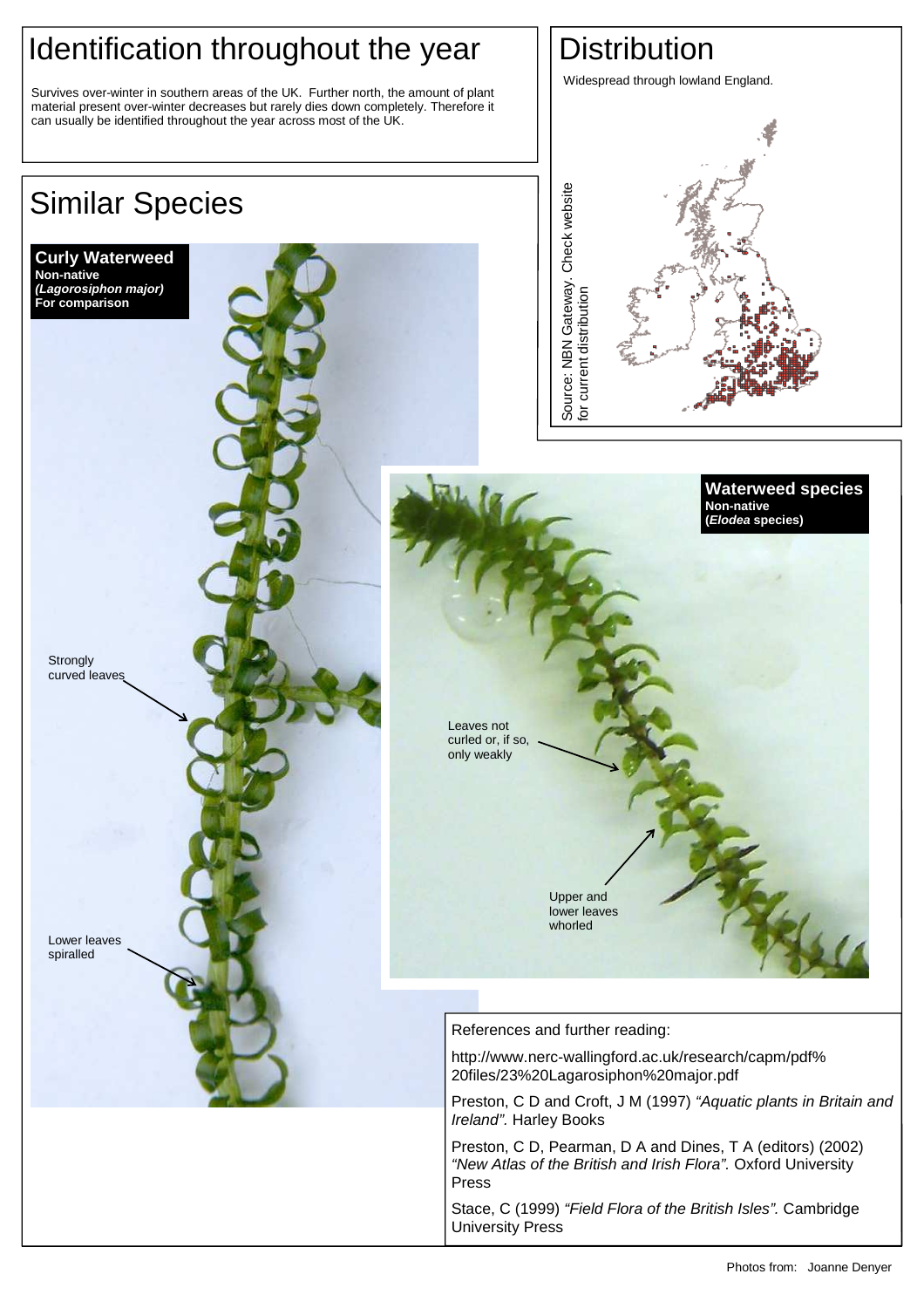# Identification throughout the year

Survives over-winter in southern areas of the UK. Further north, the amount of plant material present over-winter decreases but rarely dies down completely. Therefore it can usually be identified throughout the year across most of the UK.

# Distribution

Widespread through lowland England.

Source: NBN Gateway. Check website for current distribution

# Similar Species

**Curly Waterweed**
**Non-native**
***(Lagarosiphon major)***
**For comparison**

Strongly curved leaves

Lower leaves spiralled

**Waterweed species**
**Non-native**
**(*Elodea* species)**

Leaves not curled or, if so, only weakly

Upper and lower leaves whorled

References and further reading:

http://www.nerc-wallingford.ac.uk/research/capm/pdf%20files/23%20Lagarosiphon%20major.pdf

Preston, C D and Croft, J M (1997) *"Aquatic plants in Britain and Ireland".* Harley Books

Preston, C D, Pearman, D A and Dines, T A (editors) (2002) *"New Atlas of the British and Irish Flora".* Oxford University Press

Stace, C (1999) *"Field Flora of the British Isles".* Cambridge University Press

Photos from: Joanne Denyer